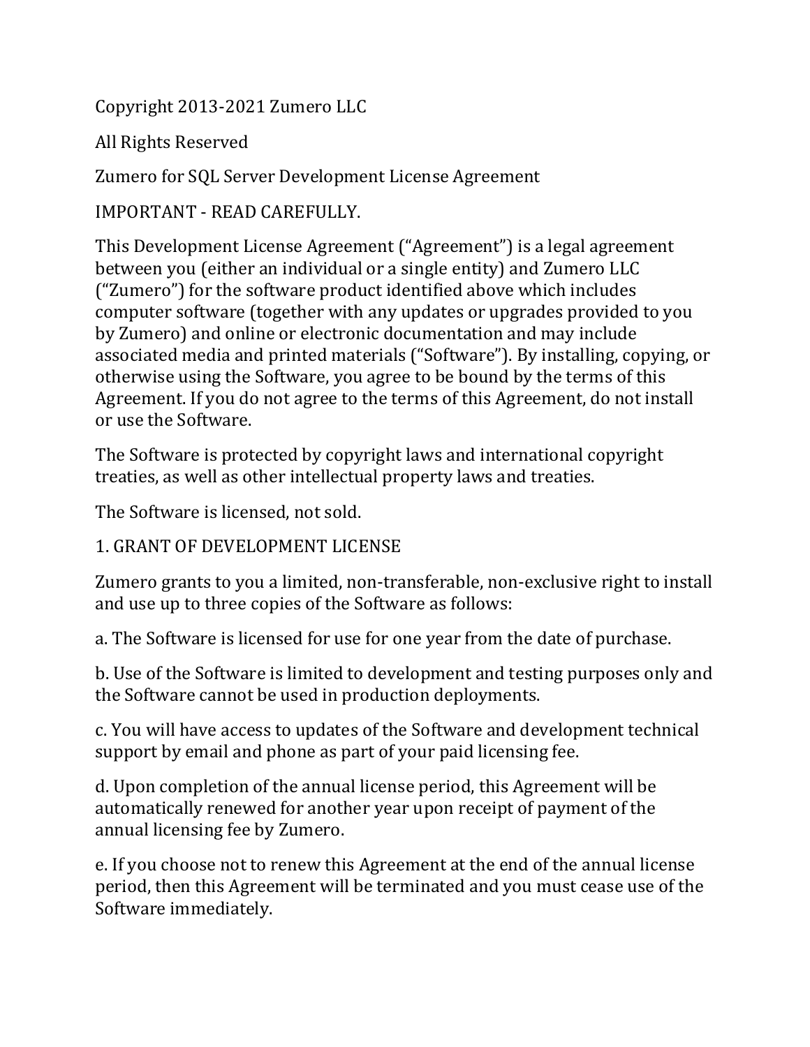Copyright 2013-2021 Zumero LLC

All Rights Reserved

Zumero for SQL Server Development License Agreement

IMPORTANT - READ CAREFULLY.

This Development License Agreement ("Agreement") is a legal agreement between you (either an individual or a single entity) and Zumero LLC ("Zumero") for the software product identified above which includes computer software (together with any updates or upgrades provided to you by Zumero) and online or electronic documentation and may include associated media and printed materials ("Software"). By installing, copying, or otherwise using the Software, you agree to be bound by the terms of this Agreement. If you do not agree to the terms of this Agreement, do not install or use the Software.

The Software is protected by copyright laws and international copyright treaties, as well as other intellectual property laws and treaties.

The Software is licensed, not sold.

## 1. GRANT OF DEVELOPMENT LICENSE

Zumero grants to you a limited, non-transferable, non-exclusive right to install and use up to three copies of the Software as follows:

a. The Software is licensed for use for one year from the date of purchase.

b. Use of the Software is limited to development and testing purposes only and the Software cannot be used in production deployments.

c. You will have access to updates of the Software and development technical support by email and phone as part of your paid licensing fee.

d. Upon completion of the annual license period, this Agreement will be automatically renewed for another year upon receipt of payment of the annual licensing fee by Zumero.

e. If you choose not to renew this Agreement at the end of the annual license period, then this Agreement will be terminated and you must cease use of the Software immediately.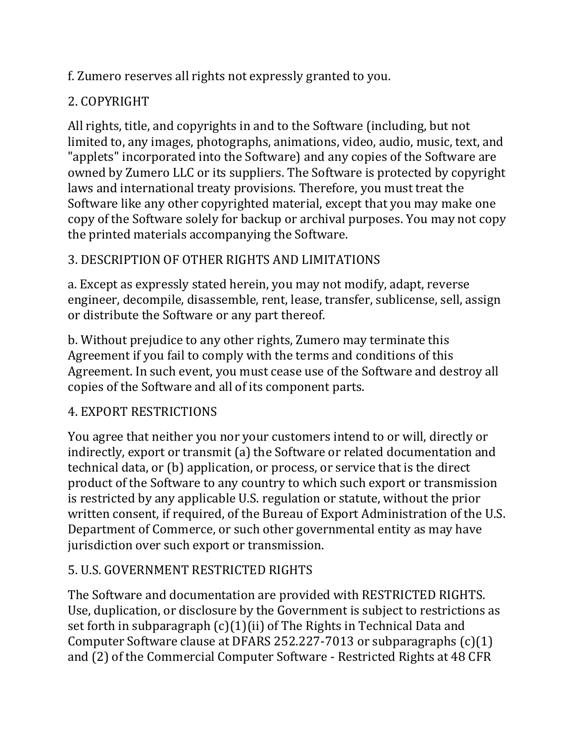f. Zumero reserves all rights not expressly granted to you.

## 2. COPYRIGHT

All rights, title, and copyrights in and to the Software (including, but not limited to, any images, photographs, animations, video, audio, music, text, and "applets" incorporated into the Software) and any copies of the Software are owned by Zumero LLC or its suppliers. The Software is protected by copyright laws and international treaty provisions. Therefore, you must treat the Software like any other copyrighted material, except that you may make one copy of the Software solely for backup or archival purposes. You may not copy the printed materials accompanying the Software.

## 3. DESCRIPTION OF OTHER RIGHTS AND LIMITATIONS

a. Except as expressly stated herein, you may not modify, adapt, reverse engineer, decompile, disassemble, rent, lease, transfer, sublicense, sell, assign or distribute the Software or any part thereof.

b. Without prejudice to any other rights, Zumero may terminate this Agreement if you fail to comply with the terms and conditions of this Agreement. In such event, you must cease use of the Software and destroy all copies of the Software and all of its component parts.

## 4. EXPORT RESTRICTIONS

You agree that neither you nor your customers intend to or will, directly or indirectly, export or transmit (a) the Software or related documentation and technical data, or (b) application, or process, or service that is the direct product of the Software to any country to which such export or transmission is restricted by any applicable U.S. regulation or statute, without the prior written consent, if required, of the Bureau of Export Administration of the U.S. Department of Commerce, or such other governmental entity as may have jurisdiction over such export or transmission.

## 5. U.S. GOVERNMENT RESTRICTED RIGHTS

The Software and documentation are provided with RESTRICTED RIGHTS. Use, duplication, or disclosure by the Government is subject to restrictions as set forth in subparagraph (c)(1)(ii) of The Rights in Technical Data and Computer Software clause at DFARS 252.227-7013 or subparagraphs (c)(1) and (2) of the Commercial Computer Software - Restricted Rights at 48 CFR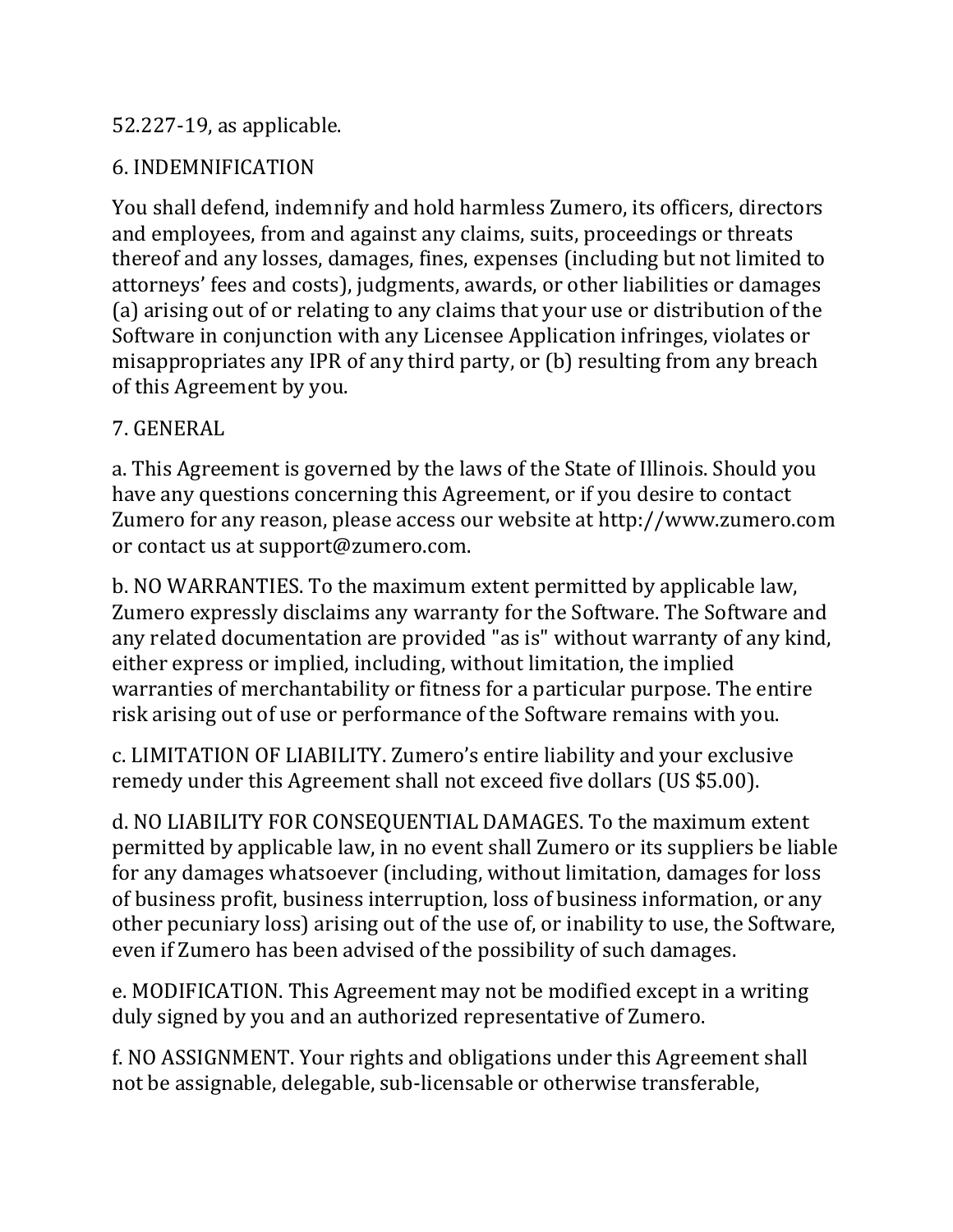52.227-19, as applicable.

## 6. INDEMNIFICATION

You shall defend, indemnify and hold harmless Zumero, its officers, directors and employees, from and against any claims, suits, proceedings or threats thereof and any losses, damages, fines, expenses (including but not limited to attorneys' fees and costs), judgments, awards, or other liabilities or damages (a) arising out of or relating to any claims that your use or distribution of the Software in conjunction with any Licensee Application infringes, violates or misappropriates any IPR of any third party, or (b) resulting from any breach of this Agreement by you.

## 7. GENERAL

a. This Agreement is governed by the laws of the State of Illinois. Should you have any questions concerning this Agreement, or if you desire to contact Zumero for any reason, please access our website at http://www.zumero.com or contact us at support@zumero.com.

b. NO WARRANTIES. To the maximum extent permitted by applicable law, Zumero expressly disclaims any warranty for the Software. The Software and any related documentation are provided "as is" without warranty of any kind, either express or implied, including, without limitation, the implied warranties of merchantability or fitness for a particular purpose. The entire risk arising out of use or performance of the Software remains with you.

c. LIMITATION OF LIABILITY. Zumero's entire liability and your exclusive remedy under this Agreement shall not exceed five dollars (US $5.00).

d. NO LIABILITY FOR CONSEQUENTIAL DAMAGES. To the maximum extent permitted by applicable law, in no event shall Zumero or its suppliers be liable for any damages whatsoever (including, without limitation, damages for loss of business profit, business interruption, loss of business information, or any other pecuniary loss) arising out of the use of, or inability to use, the Software, even if Zumero has been advised of the possibility of such damages.

e. MODIFICATION. This Agreement may not be modified except in a writing duly signed by you and an authorized representative of Zumero.

f. NO ASSIGNMENT. Your rights and obligations under this Agreement shall not be assignable, delegable, sub-licensable or otherwise transferable,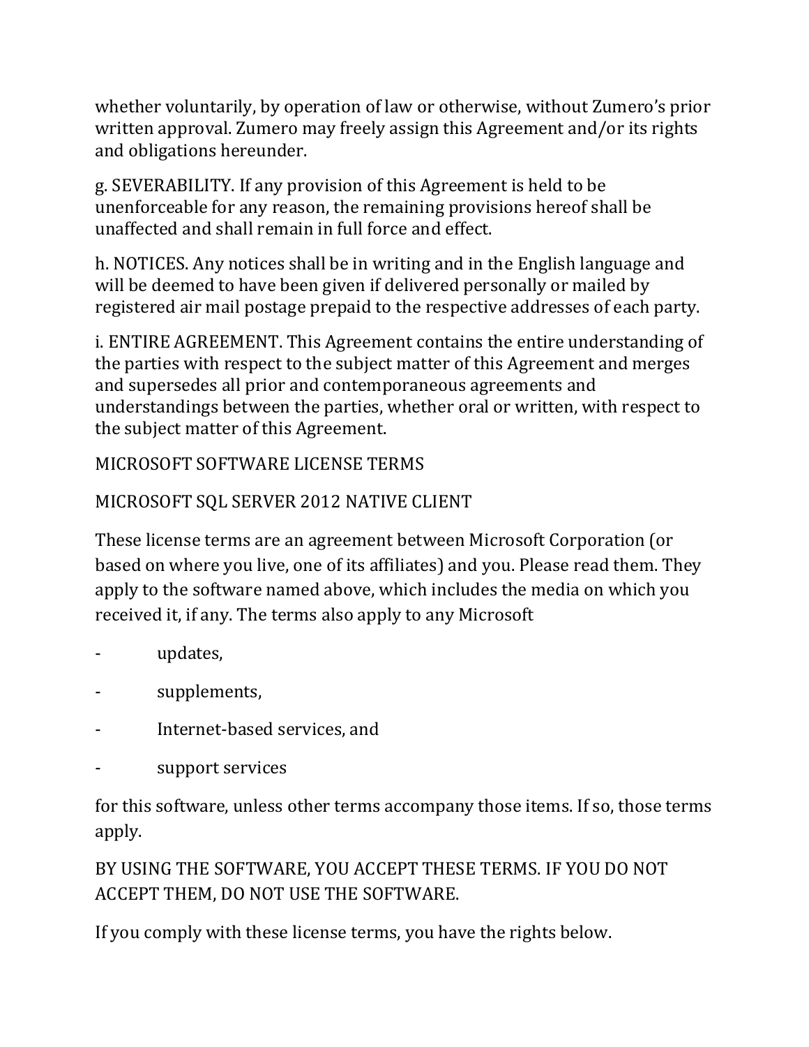whether voluntarily, by operation of law or otherwise, without Zumero's prior written approval. Zumero may freely assign this Agreement and/or its rights and obligations hereunder.

g. SEVERABILITY. If any provision of this Agreement is held to be unenforceable for any reason, the remaining provisions hereof shall be unaffected and shall remain in full force and effect.

h. NOTICES. Any notices shall be in writing and in the English language and will be deemed to have been given if delivered personally or mailed by registered air mail postage prepaid to the respective addresses of each party.

i. ENTIRE AGREEMENT. This Agreement contains the entire understanding of the parties with respect to the subject matter of this Agreement and merges and supersedes all prior and contemporaneous agreements and understandings between the parties, whether oral or written, with respect to the subject matter of this Agreement.

MICROSOFT SOFTWARE LICENSE TERMS

MICROSOFT SQL SERVER 2012 NATIVE CLIENT

These license terms are an agreement between Microsoft Corporation (or based on where you live, one of its affiliates) and you. Please read them. They apply to the software named above, which includes the media on which you received it, if any. The terms also apply to any Microsoft

- updates,
- supplements,
- Internet-based services, and
- support services

for this software, unless other terms accompany those items. If so, those terms apply.

BY USING THE SOFTWARE, YOU ACCEPT THESE TERMS. IF YOU DO NOT ACCEPT THEM, DO NOT USE THE SOFTWARE.

If you comply with these license terms, you have the rights below.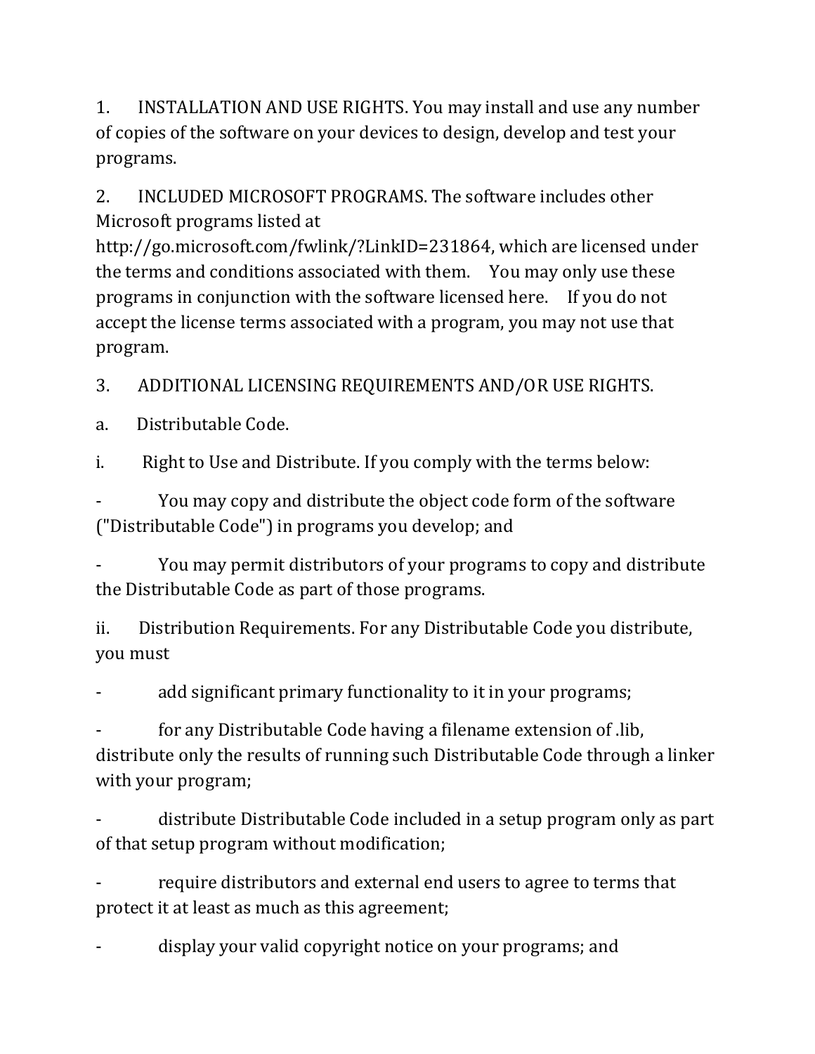1. INSTALLATION AND USE RIGHTS. You may install and use any number of copies of the software on your devices to design, develop and test your programs.

2. INCLUDED MICROSOFT PROGRAMS. The software includes other Microsoft programs listed at http://go.microsoft.com/fwlink/?LinkID=231864, which are licensed under the terms and conditions associated with them. You may only use these programs in conjunction with the software licensed here. If you do not accept the license terms associated with a program, you may not use that program.

3. ADDITIONAL LICENSING REQUIREMENTS AND/OR USE RIGHTS.

a. Distributable Code.

i. Right to Use and Distribute. If you comply with the terms below:

- You may copy and distribute the object code form of the software ("Distributable Code") in programs you develop; and
- You may permit distributors of your programs to copy and distribute the Distributable Code as part of those programs.

ii. Distribution Requirements. For any Distributable Code you distribute, you must

- add significant primary functionality to it in your programs;
- for any Distributable Code having a filename extension of .lib, distribute only the results of running such Distributable Code through a linker with your program;
- distribute Distributable Code included in a setup program only as part of that setup program without modification;
- require distributors and external end users to agree to terms that protect it at least as much as this agreement;
- display your valid copyright notice on your programs; and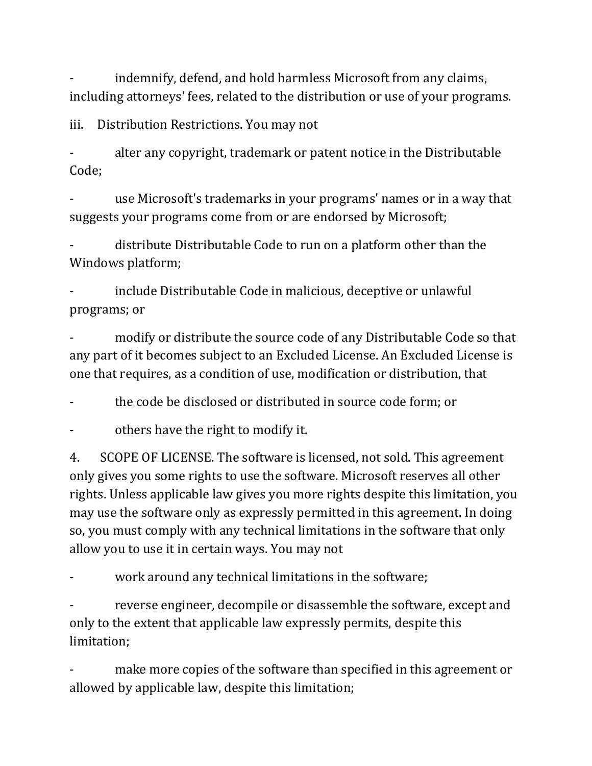- indemnify, defend, and hold harmless Microsoft from any claims, including attorneys' fees, related to the distribution or use of your programs.

iii. Distribution Restrictions. You may not

- alter any copyright, trademark or patent notice in the Distributable Code;

- use Microsoft's trademarks in your programs' names or in a way that suggests your programs come from or are endorsed by Microsoft;

- distribute Distributable Code to run on a platform other than the Windows platform;

- include Distributable Code in malicious, deceptive or unlawful programs; or

- modify or distribute the source code of any Distributable Code so that any part of it becomes subject to an Excluded License. An Excluded License is one that requires, as a condition of use, modification or distribution, that

- the code be disclosed or distributed in source code form; or

- others have the right to modify it.

4. SCOPE OF LICENSE. The software is licensed, not sold. This agreement only gives you some rights to use the software. Microsoft reserves all other rights. Unless applicable law gives you more rights despite this limitation, you may use the software only as expressly permitted in this agreement. In doing so, you must comply with any technical limitations in the software that only allow you to use it in certain ways. You may not

- work around any technical limitations in the software;

- reverse engineer, decompile or disassemble the software, except and only to the extent that applicable law expressly permits, despite this limitation;

- make more copies of the software than specified in this agreement or allowed by applicable law, despite this limitation;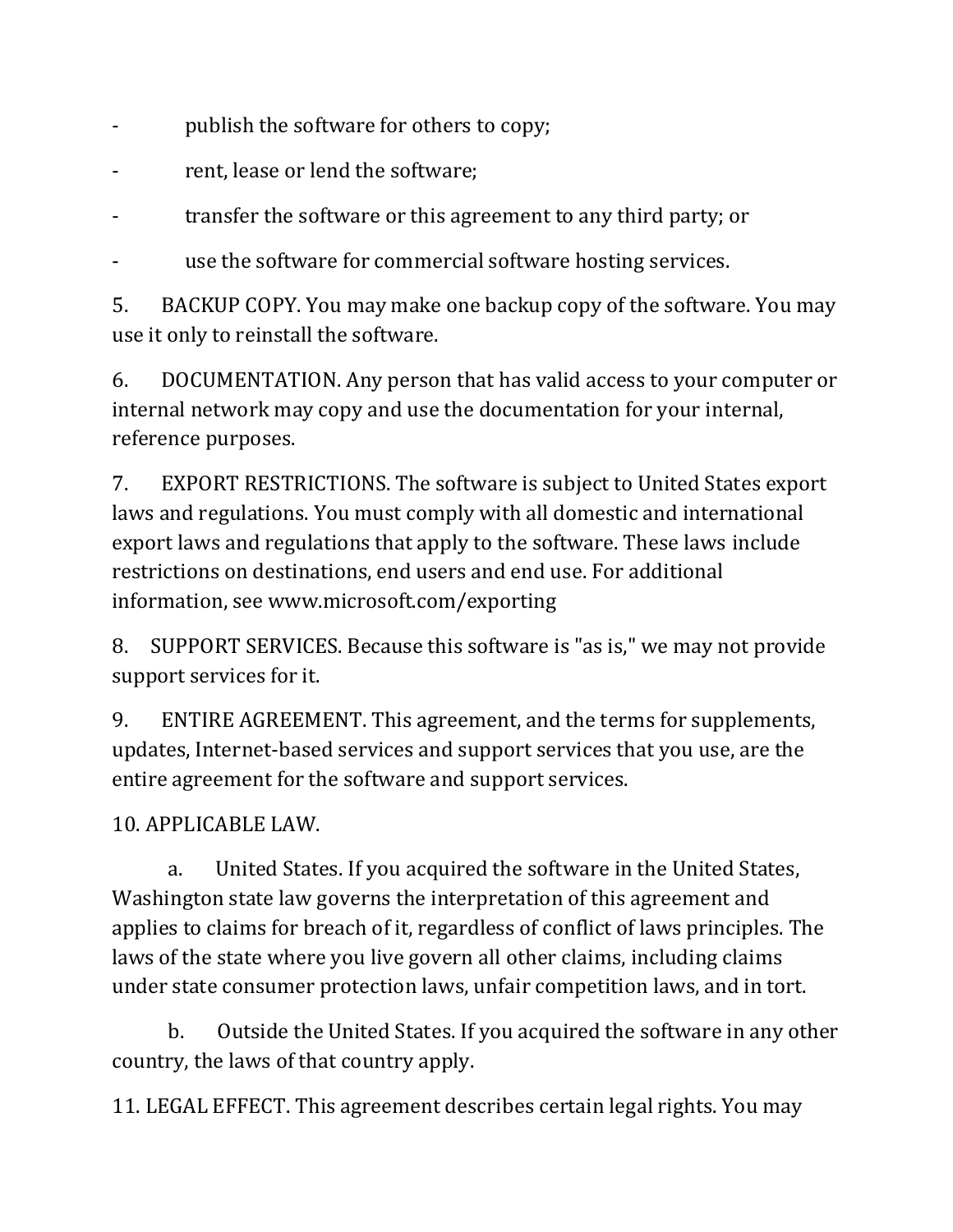- publish the software for others to copy;
- rent, lease or lend the software;
- transfer the software or this agreement to any third party; or
- use the software for commercial software hosting services.

5. BACKUP COPY. You may make one backup copy of the software. You may use it only to reinstall the software.

6. DOCUMENTATION. Any person that has valid access to your computer or internal network may copy and use the documentation for your internal, reference purposes.

7. EXPORT RESTRICTIONS. The software is subject to United States export laws and regulations. You must comply with all domestic and international export laws and regulations that apply to the software. These laws include restrictions on destinations, end users and end use. For additional information, see www.microsoft.com/exporting

8. SUPPORT SERVICES. Because this software is "as is," we may not provide support services for it.

9. ENTIRE AGREEMENT. This agreement, and the terms for supplements, updates, Internet-based services and support services that you use, are the entire agreement for the software and support services.

10. APPLICABLE LAW.

a. United States. If you acquired the software in the United States, Washington state law governs the interpretation of this agreement and applies to claims for breach of it, regardless of conflict of laws principles. The laws of the state where you live govern all other claims, including claims under state consumer protection laws, unfair competition laws, and in tort.

b. Outside the United States. If you acquired the software in any other country, the laws of that country apply.

11. LEGAL EFFECT. This agreement describes certain legal rights. You may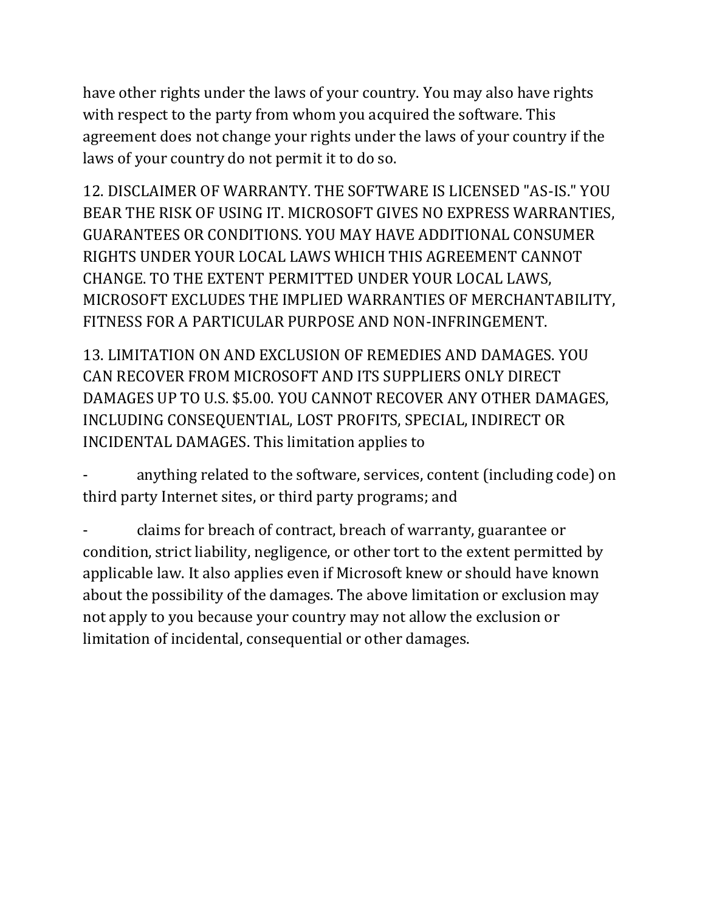have other rights under the laws of your country. You may also have rights with respect to the party from whom you acquired the software. This agreement does not change your rights under the laws of your country if the laws of your country do not permit it to do so.

12. DISCLAIMER OF WARRANTY. THE SOFTWARE IS LICENSED "AS-IS." YOU BEAR THE RISK OF USING IT. MICROSOFT GIVES NO EXPRESS WARRANTIES, GUARANTEES OR CONDITIONS. YOU MAY HAVE ADDITIONAL CONSUMER RIGHTS UNDER YOUR LOCAL LAWS WHICH THIS AGREEMENT CANNOT CHANGE. TO THE EXTENT PERMITTED UNDER YOUR LOCAL LAWS, MICROSOFT EXCLUDES THE IMPLIED WARRANTIES OF MERCHANTABILITY, FITNESS FOR A PARTICULAR PURPOSE AND NON-INFRINGEMENT.

13. LIMITATION ON AND EXCLUSION OF REMEDIES AND DAMAGES. YOU CAN RECOVER FROM MICROSOFT AND ITS SUPPLIERS ONLY DIRECT DAMAGES UP TO U.S. $5.00. YOU CANNOT RECOVER ANY OTHER DAMAGES, INCLUDING CONSEQUENTIAL, LOST PROFITS, SPECIAL, INDIRECT OR INCIDENTAL DAMAGES. This limitation applies to

- anything related to the software, services, content (including code) on third party Internet sites, or third party programs; and

- claims for breach of contract, breach of warranty, guarantee or condition, strict liability, negligence, or other tort to the extent permitted by applicable law. It also applies even if Microsoft knew or should have known about the possibility of the damages. The above limitation or exclusion may not apply to you because your country may not allow the exclusion or limitation of incidental, consequential or other damages.